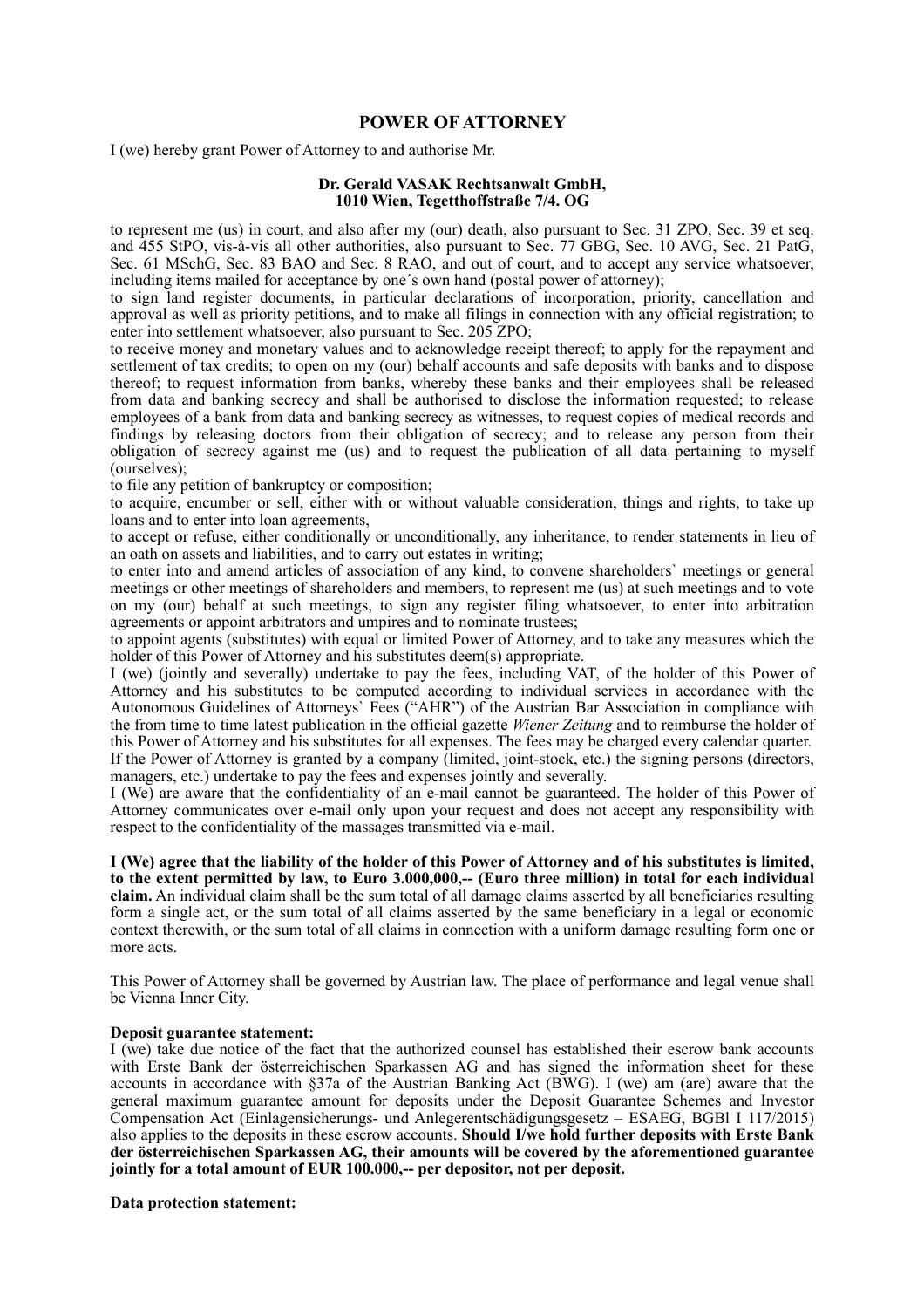# POWER OF ATTORNEY

I (we) hereby grant Power of Attorney to and authorise Mr.

**Dr. Gerald VASAK Rechtsanwalt GmbH,**
**1010 Wien, Tegetthoffstraße 7/4. OG**

to represent me (us) in court, and also after my (our) death, also pursuant to Sec. 31 ZPO, Sec. 39 et seq. and 455 StPO, vis-à-vis all other authorities, also pursuant to Sec. 77 GBG, Sec. 10 AVG, Sec. 21 PatG, Sec. 61 MSchG, Sec. 83 BAO and Sec. 8 RAO, and out of court, and to accept any service whatsoever, including items mailed for acceptance by one´s own hand (postal power of attorney);

to sign land register documents, in particular declarations of incorporation, priority, cancellation and approval as well as priority petitions, and to make all filings in connection with any official registration; to enter into settlement whatsoever, also pursuant to Sec. 205 ZPO;

to receive money and monetary values and to acknowledge receipt thereof; to apply for the repayment and settlement of tax credits; to open on my (our) behalf accounts and safe deposits with banks and to dispose thereof; to request information from banks, whereby these banks and their employees shall be released from data and banking secrecy and shall be authorised to disclose the information requested; to release employees of a bank from data and banking secrecy as witnesses, to request copies of medical records and findings by releasing doctors from their obligation of secrecy; and to release any person from their obligation of secrecy against me (us) and to request the publication of all data pertaining to myself (ourselves);

to file any petition of bankruptcy or composition;

to acquire, encumber or sell, either with or without valuable consideration, things and rights, to take up loans and to enter into loan agreements,

to accept or refuse, either conditionally or unconditionally, any inheritance, to render statements in lieu of an oath on assets and liabilities, and to carry out estates in writing;

to enter into and amend articles of association of any kind, to convene shareholders` meetings or general meetings or other meetings of shareholders and members, to represent me (us) at such meetings and to vote on my (our) behalf at such meetings, to sign any register filing whatsoever, to enter into arbitration agreements or appoint arbitrators and umpires and to nominate trustees;

to appoint agents (substitutes) with equal or limited Power of Attorney, and to take any measures which the holder of this Power of Attorney and his substitutes deem(s) appropriate.

I (we) (jointly and severally) undertake to pay the fees, including VAT, of the holder of this Power of Attorney and his substitutes to be computed according to individual services in accordance with the Autonomous Guidelines of Attorneys` Fees ("AHR") of the Austrian Bar Association in compliance with the from time to time latest publication in the official gazette *Wiener Zeitung* and to reimburse the holder of this Power of Attorney and his substitutes for all expenses. The fees may be charged every calendar quarter.

If the Power of Attorney is granted by a company (limited, joint-stock, etc.) the signing persons (directors, managers, etc.) undertake to pay the fees and expenses jointly and severally.

I (We) are aware that the confidentiality of an e-mail cannot be guaranteed. The holder of this Power of Attorney communicates over e-mail only upon your request and does not accept any responsibility with respect to the confidentiality of the massages transmitted via e-mail.

**I (We) agree that the liability of the holder of this Power of Attorney and of his substitutes is limited, to the extent permitted by law, to Euro 3.000,000,-- (Euro three million) in total for each individual claim.** An individual claim shall be the sum total of all damage claims asserted by all beneficiaries resulting form a single act, or the sum total of all claims asserted by the same beneficiary in a legal or economic context therewith, or the sum total of all claims in connection with a uniform damage resulting form one or more acts.

This Power of Attorney shall be governed by Austrian law. The place of performance and legal venue shall be Vienna Inner City.

**Deposit guarantee statement:**

I (we) take due notice of the fact that the authorized counsel has established their escrow bank accounts with Erste Bank der österreichischen Sparkassen AG and has signed the information sheet for these accounts in accordance with §37a of the Austrian Banking Act (BWG). I (we) am (are) aware that the general maximum guarantee amount for deposits under the Deposit Guarantee Schemes and Investor Compensation Act (Einlagensicherungs- und Anlegerentschädigungsgesetz – ESAEG, BGBl I 117/2015) also applies to the deposits in these escrow accounts. **Should I/we hold further deposits with Erste Bank der österreichischen Sparkassen AG, their amounts will be covered by the aforementioned guarantee jointly for a total amount of EUR 100.000,-- per depositor, not per deposit.**

**Data protection statement:**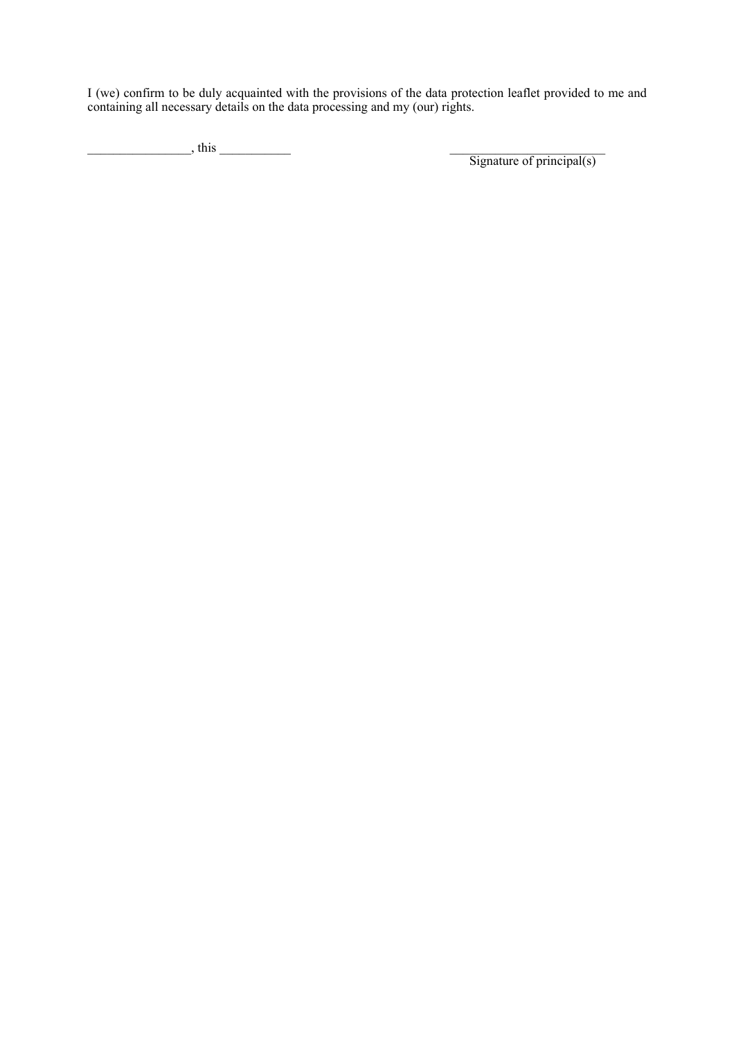I (we) confirm to be duly acquainted with the provisions of the data protection leaflet provided to me and containing all necessary details on the data processing and my (our) rights.

________________, this ___________ ________________________

Signature of principal(s)